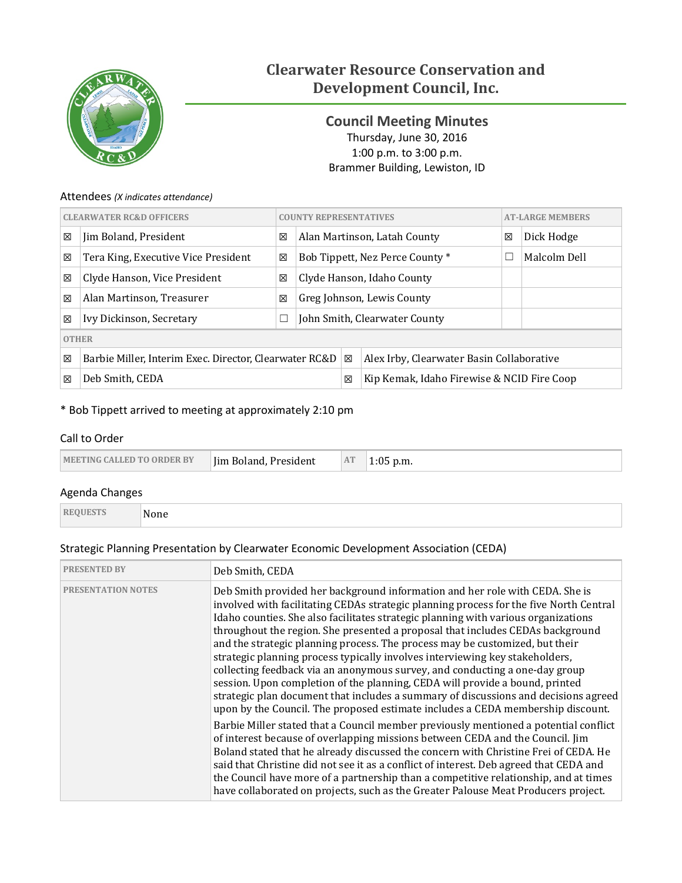# Clearwater Resource Conservation and Development Council, Inc.

## Council Meeting Minutes

Thursday, June 30, 2016
1:00 p.m. to 3:00 p.m.
Brammer Building, Lewiston, ID

### Attendees *(X indicates attendance)*

| | CLEARWATER RC&D OFFICERS | | COUNTY REPRESENTATIVES | | AT-LARGE MEMBERS |
|---|---|---|---|---|---|
| ☒ | Jim Boland, President | ☒ | Alan Martinson, Latah County | ☒ | Dick Hodge |
| ☒ | Tera King, Executive Vice President | ☒ | Bob Tippett, Nez Perce County * | ☐ | Malcolm Dell |
| ☒ | Clyde Hanson, Vice President | ☒ | Clyde Hanson, Idaho County | | |
| ☒ | Alan Martinson, Treasurer | ☒ | Greg Johnson, Lewis County | | |
| ☒ | Ivy Dickinson, Secretary | ☐ | John Smith, Clearwater County | | |

| | OTHER | | |
|---|---|---|---|
| ☒ | Barbie Miller, Interim Exec. Director, Clearwater RC&D | ☒ | Alex Irby, Clearwater Basin Collaborative |
| ☒ | Deb Smith, CEDA | ☒ | Kip Kemak, Idaho Firewise & NCID Fire Coop |

\* Bob Tippett arrived to meeting at approximately 2:10 pm

### Call to Order

| MEETING CALLED TO ORDER BY | Jim Boland, President | AT | 1:05 p.m. |
|---|---|---|---|

### Agenda Changes

| REQUESTS | None |
|---|---|

### Strategic Planning Presentation by Clearwater Economic Development Association (CEDA)

| PRESENTED BY | Deb Smith, CEDA |
|---|---|
| PRESENTATION NOTES | Deb Smith provided her background information and her role with CEDA. She is involved with facilitating CEDAs strategic planning process for the five North Central Idaho counties. She also facilitates strategic planning with various organizations throughout the region. She presented a proposal that includes CEDAs background and the strategic planning process. The process may be customized, but their strategic planning process typically involves interviewing key stakeholders, collecting feedback via an anonymous survey, and conducting a one-day group session. Upon completion of the planning, CEDA will provide a bound, printed strategic plan document that includes a summary of discussions and decisions agreed upon by the Council. The proposed estimate includes a CEDA membership discount.<br><br>Barbie Miller stated that a Council member previously mentioned a potential conflict of interest because of overlapping missions between CEDA and the Council. Jim Boland stated that he already discussed the concern with Christine Frei of CEDA. He said that Christine did not see it as a conflict of interest. Deb agreed that CEDA and the Council have more of a partnership than a competitive relationship, and at times have collaborated on projects, such as the Greater Palouse Meat Producers project. |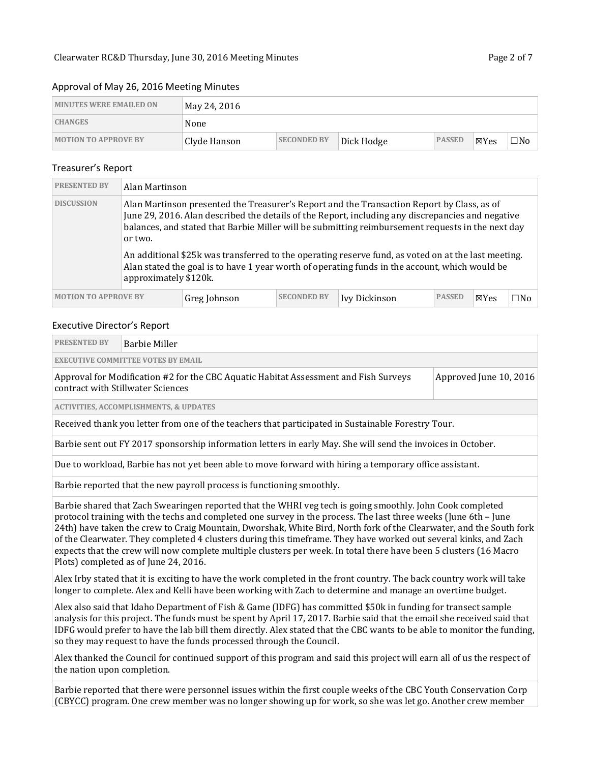## Approval of May 26, 2016 Meeting Minutes

| MINUTES WERE EMAILED ON | May 24, 2016 | | | | | |
|---|---|---|---|---|---|---|
| CHANGES | None | | | | | |
| MOTION TO APPROVE BY | Clyde Hanson | SECONDED BY | Dick Hodge | PASSED | ☒Yes | ☐No |

## Treasurer's Report

| PRESENTED BY | Alan Martinson |
|---|---|
| DISCUSSION | Alan Martinson presented the Treasurer's Report and the Transaction Report by Class, as of June 29, 2016. Alan described the details of the Report, including any discrepancies and negative balances, and stated that Barbie Miller will be submitting reimbursement requests in the next day or two.<br><br>An additional $25k was transferred to the operating reserve fund, as voted on at the last meeting. Alan stated the goal is to have 1 year worth of operating funds in the account, which would be approximately $120k. |

| MOTION TO APPROVE BY | Greg Johnson | SECONDED BY | Ivy Dickinson | PASSED | ☒Yes | ☐No |
|---|---|---|---|---|---|---|

## Executive Director's Report

| PRESENTED BY | Barbie Miller |
|---|---|

**EXECUTIVE COMMITTEE VOTES BY EMAIL**

| Vote | Result |
|---|---|
| Approval for Modification #2 for the CBC Aquatic Habitat Assessment and Fish Surveys contract with Stillwater Sciences | Approved June 10, 2016 |

**ACTIVITIES, ACCOMPLISHMENTS, & UPDATES**

Received thank you letter from one of the teachers that participated in Sustainable Forestry Tour.

Barbie sent out FY 2017 sponsorship information letters in early May. She will send the invoices in October.

Due to workload, Barbie has not yet been able to move forward with hiring a temporary office assistant.

Barbie reported that the new payroll process is functioning smoothly.

Barbie shared that Zach Swearingen reported that the WHRI veg tech is going smoothly. John Cook completed protocol training with the techs and completed one survey in the process. The last three weeks (June 6th – June 24th) have taken the crew to Craig Mountain, Dworshak, White Bird, North fork of the Clearwater, and the South fork of the Clearwater. They completed 4 clusters during this timeframe. They have worked out several kinks, and Zach expects that the crew will now complete multiple clusters per week. In total there have been 5 clusters (16 Macro Plots) completed as of June 24, 2016.

Alex Irby stated that it is exciting to have the work completed in the front country. The back country work will take longer to complete. Alex and Kelli have been working with Zach to determine and manage an overtime budget.

Alex also said that Idaho Department of Fish & Game (IDFG) has committed $50k in funding for transect sample analysis for this project. The funds must be spent by April 17, 2017. Barbie said that the email she received said that IDFG would prefer to have the lab bill them directly. Alex stated that the CBC wants to be able to monitor the funding, so they may request to have the funds processed through the Council.

Alex thanked the Council for continued support of this program and said this project will earn all of us the respect of the nation upon completion.

Barbie reported that there were personnel issues within the first couple weeks of the CBC Youth Conservation Corp (CBYCC) program. One crew member was no longer showing up for work, so she was let go. Another crew member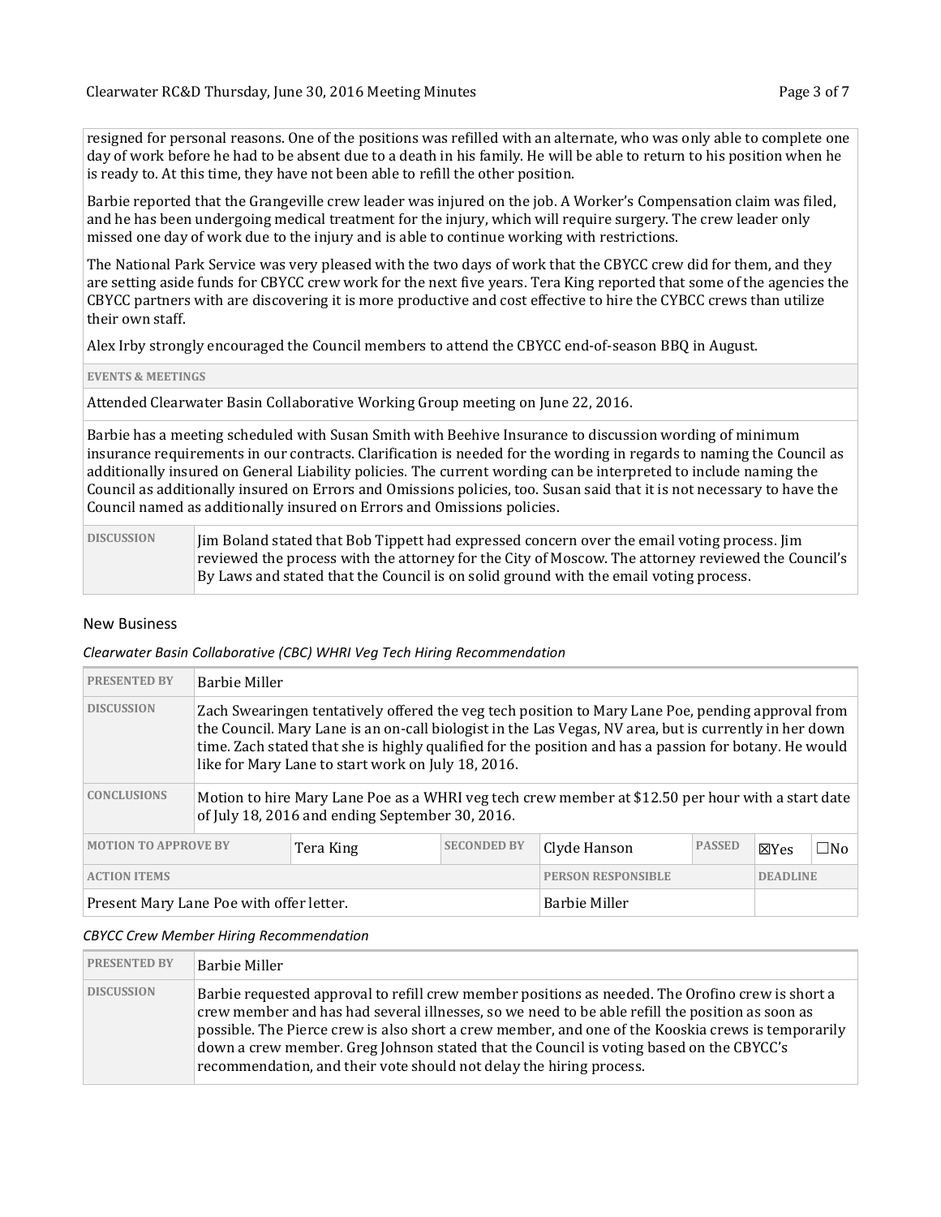resigned for personal reasons. One of the positions was refilled with an alternate, who was only able to complete one day of work before he had to be absent due to a death in his family. He will be able to return to his position when he is ready to. At this time, they have not been able to refill the other position.

Barbie reported that the Grangeville crew leader was injured on the job. A Worker's Compensation claim was filed, and he has been undergoing medical treatment for the injury, which will require surgery. The crew leader only missed one day of work due to the injury and is able to continue working with restrictions.

The National Park Service was very pleased with the two days of work that the CBYCC crew did for them, and they are setting aside funds for CBYCC crew work for the next five years. Tera King reported that some of the agencies the CBYCC partners with are discovering it is more productive and cost effective to hire the CYBCC crews than utilize their own staff.

Alex Irby strongly encouraged the Council members to attend the CBYCC end-of-season BBQ in August.

**EVENTS & MEETINGS**

Attended Clearwater Basin Collaborative Working Group meeting on June 22, 2016.

Barbie has a meeting scheduled with Susan Smith with Beehive Insurance to discussion wording of minimum insurance requirements in our contracts. Clarification is needed for the wording in regards to naming the Council as additionally insured on General Liability policies. The current wording can be interpreted to include naming the Council as additionally insured on Errors and Omissions policies, too. Susan said that it is not necessary to have the Council named as additionally insured on Errors and Omissions policies.

| | |
|---|---|
| **DISCUSSION** | Jim Boland stated that Bob Tippett had expressed concern over the email voting process. Jim reviewed the process with the attorney for the City of Moscow. The attorney reviewed the Council's By Laws and stated that the Council is on solid ground with the email voting process. |

## New Business

*Clearwater Basin Collaborative (CBC) WHRI Veg Tech Hiring Recommendation*

| | |
|---|---|
| **PRESENTED BY** | Barbie Miller |
| **DISCUSSION** | Zach Swearingen tentatively offered the veg tech position to Mary Lane Poe, pending approval from the Council. Mary Lane is an on-call biologist in the Las Vegas, NV area, but is currently in her down time. Zach stated that she is highly qualified for the position and has a passion for botany. He would like for Mary Lane to start work on July 18, 2016. |
| **CONCLUSIONS** | Motion to hire Mary Lane Poe as a WHRI veg tech crew member at $12.50 per hour with a start date of July 18, 2016 and ending September 30, 2016. |

| MOTION TO APPROVE BY | Tera King | SECONDED BY | Clyde Hanson | PASSED | ☒Yes | ☐No |
|---|---|---|---|---|---|---|

| ACTION ITEMS | PERSON RESPONSIBLE | DEADLINE |
|---|---|---|
| Present Mary Lane Poe with offer letter. | Barbie Miller | |

*CBYCC Crew Member Hiring Recommendation*

| | |
|---|---|
| **PRESENTED BY** | Barbie Miller |
| **DISCUSSION** | Barbie requested approval to refill crew member positions as needed. The Orofino crew is short a crew member and has had several illnesses, so we need to be able refill the position as soon as possible. The Pierce crew is also short a crew member, and one of the Kooskia crews is temporarily down a crew member. Greg Johnson stated that the Council is voting based on the CBYCC's recommendation, and their vote should not delay the hiring process. |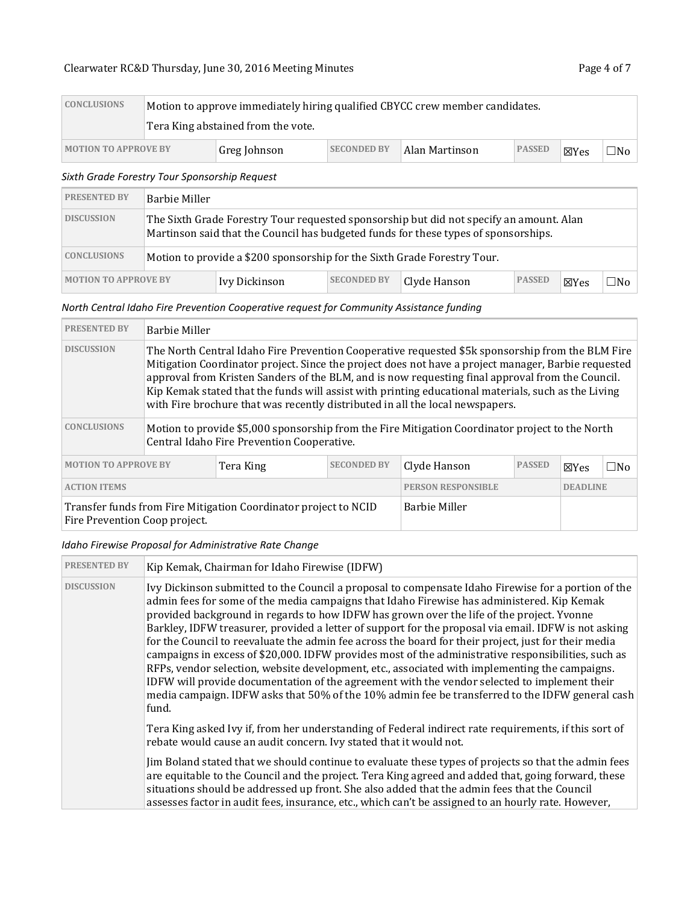| CONCLUSIONS | Motion to approve immediately hiring qualified CBYCC crew member candidates.<br>Tera King abstained from the vote. | | | | | |
|---|---|---|---|---|---|---|
| MOTION TO APPROVE BY | Greg Johnson | SECONDED BY | Alan Martinson | PASSED | ☒Yes | ☐No |

*Sixth Grade Forestry Tour Sponsorship Request*

| PRESENTED BY | Barbie Miller | | | | | |
|---|---|---|---|---|---|---|
| DISCUSSION | The Sixth Grade Forestry Tour requested sponsorship but did not specify an amount. Alan Martinson said that the Council has budgeted funds for these types of sponsorships. | | | | | |
| CONCLUSIONS | Motion to provide a $200 sponsorship for the Sixth Grade Forestry Tour. | | | | | |
| MOTION TO APPROVE BY | Ivy Dickinson | SECONDED BY | Clyde Hanson | PASSED | ☒Yes | ☐No |

*North Central Idaho Fire Prevention Cooperative request for Community Assistance funding*

| PRESENTED BY | Barbie Miller | | | | | |
|---|---|---|---|---|---|---|
| DISCUSSION | The North Central Idaho Fire Prevention Cooperative requested $5k sponsorship from the BLM Fire Mitigation Coordinator project. Since the project does not have a project manager, Barbie requested approval from Kristen Sanders of the BLM, and is now requesting final approval from the Council. Kip Kemak stated that the funds will assist with printing educational materials, such as the Living with Fire brochure that was recently distributed in all the local newspapers. | | | | | |
| CONCLUSIONS | Motion to provide $5,000 sponsorship from the Fire Mitigation Coordinator project to the North Central Idaho Fire Prevention Cooperative. | | | | | |
| MOTION TO APPROVE BY | Tera King | SECONDED BY | Clyde Hanson | PASSED | ☒Yes | ☐No |

| ACTION ITEMS | PERSON RESPONSIBLE | DEADLINE |
|---|---|---|
| Transfer funds from Fire Mitigation Coordinator project to NCID Fire Prevention Coop project. | Barbie Miller | |

*Idaho Firewise Proposal for Administrative Rate Change*

| PRESENTED BY | Kip Kemak, Chairman for Idaho Firewise (IDFW) |
|---|---|
| DISCUSSION | Ivy Dickinson submitted to the Council a proposal to compensate Idaho Firewise for a portion of the admin fees for some of the media campaigns that Idaho Firewise has administered. Kip Kemak provided background in regards to how IDFW has grown over the life of the project. Yvonne Barkley, IDFW treasurer, provided a letter of support for the proposal via email. IDFW is not asking for the Council to reevaluate the admin fee across the board for their project, just for their media campaigns in excess of $20,000. IDFW provides most of the administrative responsibilities, such as RFPs, vendor selection, website development, etc., associated with implementing the campaigns. IDFW will provide documentation of the agreement with the vendor selected to implement their media campaign. IDFW asks that 50% of the 10% admin fee be transferred to the IDFW general cash fund.<br><br>Tera King asked Ivy if, from her understanding of Federal indirect rate requirements, if this sort of rebate would cause an audit concern. Ivy stated that it would not.<br><br>Jim Boland stated that we should continue to evaluate these types of projects so that the admin fees are equitable to the Council and the project. Tera King agreed and added that, going forward, these situations should be addressed up front. She also added that the admin fees that the Council assesses factor in audit fees, insurance, etc., which can't be assigned to an hourly rate. However, |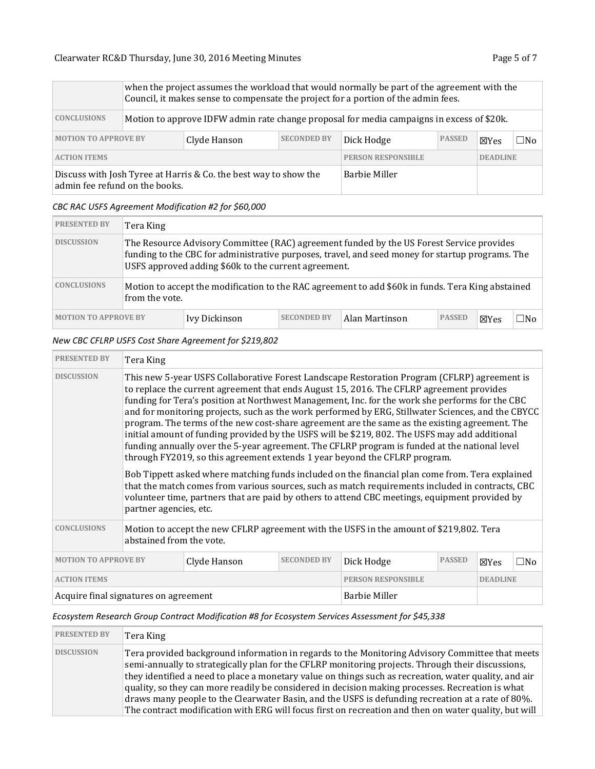| | |
|---|---|
| | when the project assumes the workload that would normally be part of the agreement with the Council, it makes sense to compensate the project for a portion of the admin fees. |
| **CONCLUSIONS** | Motion to approve IDFW admin rate change proposal for media campaigns in excess of $20k. |

| MOTION TO APPROVE BY | Clyde Hanson | SECONDED BY | Dick Hodge | PASSED | ☒Yes | ☐No |
|---|---|---|---|---|---|---|

| ACTION ITEMS | PERSON RESPONSIBLE | DEADLINE |
|---|---|---|
| Discuss with Josh Tyree at Harris & Co. the best way to show the admin fee refund on the books. | Barbie Miller | |

*CBC RAC USFS Agreement Modification #2 for $60,000*

| | |
|---|---|
| **PRESENTED BY** | Tera King |
| **DISCUSSION** | The Resource Advisory Committee (RAC) agreement funded by the US Forest Service provides funding to the CBC for administrative purposes, travel, and seed money for startup programs. The USFS approved adding $60k to the current agreement. |
| **CONCLUSIONS** | Motion to accept the modification to the RAC agreement to add $60k in funds. Tera King abstained from the vote. |

| MOTION TO APPROVE BY | Ivy Dickinson | SECONDED BY | Alan Martinson | PASSED | ☒Yes | ☐No |
|---|---|---|---|---|---|---|

*New CBC CFLRP USFS Cost Share Agreement for $219,802*

| | |
|---|---|
| **PRESENTED BY** | Tera King |
| **DISCUSSION** | This new 5-year USFS Collaborative Forest Landscape Restoration Program (CFLRP) agreement is to replace the current agreement that ends August 15, 2016. The CFLRP agreement provides funding for Tera's position at Northwest Management, Inc. for the work she performs for the CBC and for monitoring projects, such as the work performed by ERG, Stillwater Sciences, and the CBYCC program. The terms of the new cost-share agreement are the same as the existing agreement. The initial amount of funding provided by the USFS will be $219, 802. The USFS may add additional funding annually over the 5-year agreement. The CFLRP program is funded at the national level through FY2019, so this agreement extends 1 year beyond the CFLRP program.<br><br>Bob Tippett asked where matching funds included on the financial plan come from. Tera explained that the match comes from various sources, such as match requirements included in contracts, CBC volunteer time, partners that are paid by others to attend CBC meetings, equipment provided by partner agencies, etc. |
| **CONCLUSIONS** | Motion to accept the new CFLRP agreement with the USFS in the amount of $219,802. Tera abstained from the vote. |

| MOTION TO APPROVE BY | Clyde Hanson | SECONDED BY | Dick Hodge | PASSED | ☒Yes | ☐No |
|---|---|---|---|---|---|---|

| ACTION ITEMS | PERSON RESPONSIBLE | DEADLINE |
|---|---|---|
| Acquire final signatures on agreement | Barbie Miller | |

*Ecosystem Research Group Contract Modification #8 for Ecosystem Services Assessment for $45,338*

| | |
|---|---|
| **PRESENTED BY** | Tera King |
| **DISCUSSION** | Tera provided background information in regards to the Monitoring Advisory Committee that meets semi-annually to strategically plan for the CFLRP monitoring projects. Through their discussions, they identified a need to place a monetary value on things such as recreation, water quality, and air quality, so they can more readily be considered in decision making processes. Recreation is what draws many people to the Clearwater Basin, and the USFS is defunding recreation at a rate of 80%. The contract modification with ERG will focus first on recreation and then on water quality, but will |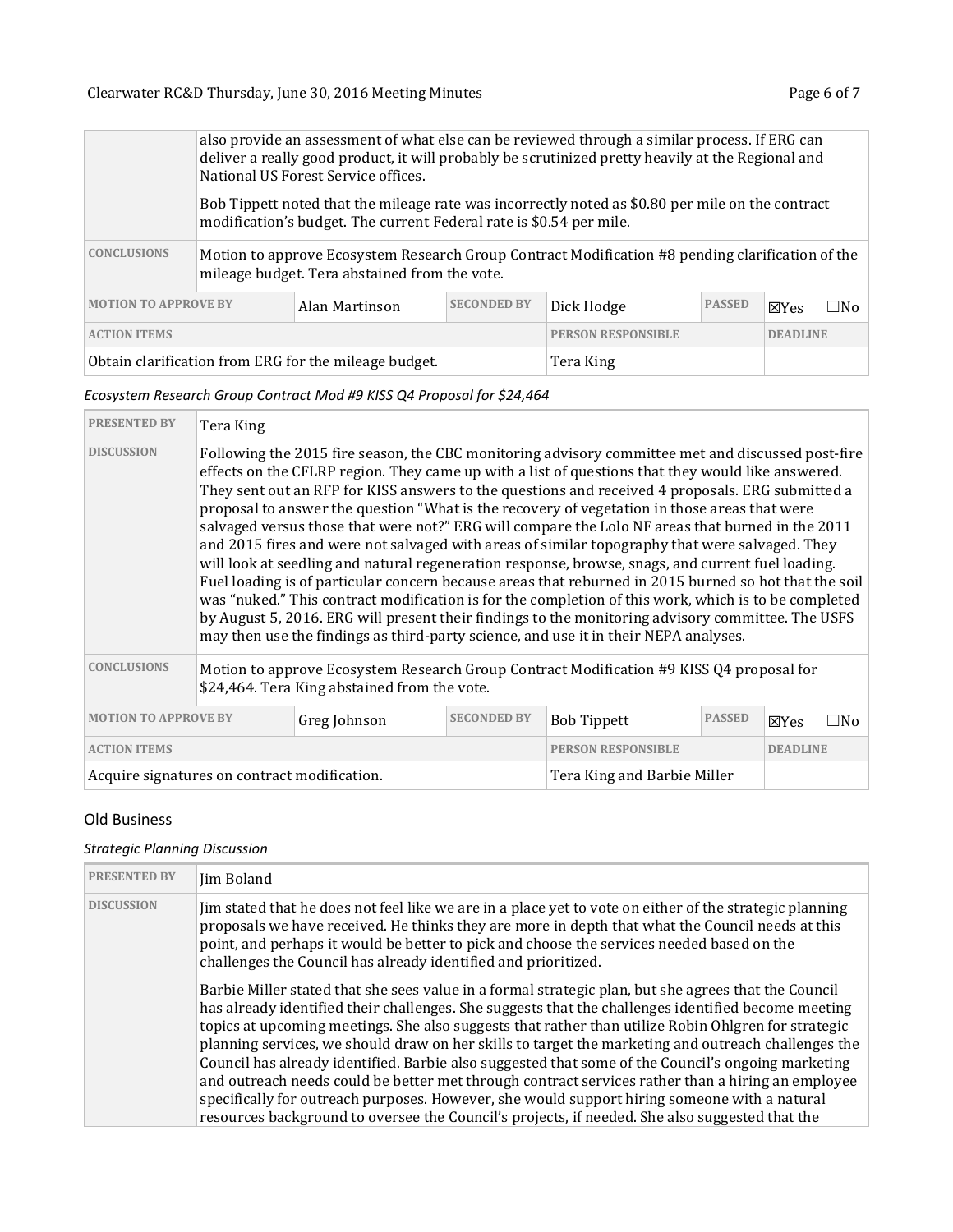| | |
|---|---|
| | also provide an assessment of what else can be reviewed through a similar process. If ERG can deliver a really good product, it will probably be scrutinized pretty heavily at the Regional and National US Forest Service offices.<br><br>Bob Tippett noted that the mileage rate was incorrectly noted as $0.80 per mile on the contract modification's budget. The current Federal rate is $0.54 per mile. |
| **CONCLUSIONS** | Motion to approve Ecosystem Research Group Contract Modification #8 pending clarification of the mileage budget. Tera abstained from the vote. |

| MOTION TO APPROVE BY | Alan Martinson | SECONDED BY | Dick Hodge | PASSED | ☒Yes | ☐No |
|---|---|---|---|---|---|---|
| **ACTION ITEMS** | | | **PERSON RESPONSIBLE** | | **DEADLINE** | |
| Obtain clarification from ERG for the mileage budget. | | | Tera King | | | |

*Ecosystem Research Group Contract Mod #9 KISS Q4 Proposal for $24,464*

| | |
|---|---|
| **PRESENTED BY** | Tera King |
| **DISCUSSION** | Following the 2015 fire season, the CBC monitoring advisory committee met and discussed post-fire effects on the CFLRP region. They came up with a list of questions that they would like answered. They sent out an RFP for KISS answers to the questions and received 4 proposals. ERG submitted a proposal to answer the question "What is the recovery of vegetation in those areas that were salvaged versus those that were not?" ERG will compare the Lolo NF areas that burned in the 2011 and 2015 fires and were not salvaged with areas of similar topography that were salvaged. They will look at seedling and natural regeneration response, browse, snags, and current fuel loading. Fuel loading is of particular concern because areas that reburned in 2015 burned so hot that the soil was "nuked." This contract modification is for the completion of this work, which is to be completed by August 5, 2016. ERG will present their findings to the monitoring advisory committee. The USFS may then use the findings as third-party science, and use it in their NEPA analyses. |
| **CONCLUSIONS** | Motion to approve Ecosystem Research Group Contract Modification #9 KISS Q4 proposal for $24,464. Tera King abstained from the vote. |

| MOTION TO APPROVE BY | Greg Johnson | SECONDED BY | Bob Tippett | PASSED | ☒Yes | ☐No |
|---|---|---|---|---|---|---|
| **ACTION ITEMS** | | | **PERSON RESPONSIBLE** | | **DEADLINE** | |
| Acquire signatures on contract modification. | | | Tera King and Barbie Miller | | | |

## Old Business

*Strategic Planning Discussion*

| | |
|---|---|
| **PRESENTED BY** | Jim Boland |
| **DISCUSSION** | Jim stated that he does not feel like we are in a place yet to vote on either of the strategic planning proposals we have received. He thinks they are more in depth that what the Council needs at this point, and perhaps it would be better to pick and choose the services needed based on the challenges the Council has already identified and prioritized.<br><br>Barbie Miller stated that she sees value in a formal strategic plan, but she agrees that the Council has already identified their challenges. She suggests that the challenges identified become meeting topics at upcoming meetings. She also suggests that rather than utilize Robin Ohlgren for strategic planning services, we should draw on her skills to target the marketing and outreach challenges the Council has already identified. Barbie also suggested that some of the Council's ongoing marketing and outreach needs could be better met through contract services rather than a hiring an employee specifically for outreach purposes. However, she would support hiring someone with a natural resources background to oversee the Council's projects, if needed. She also suggested that the |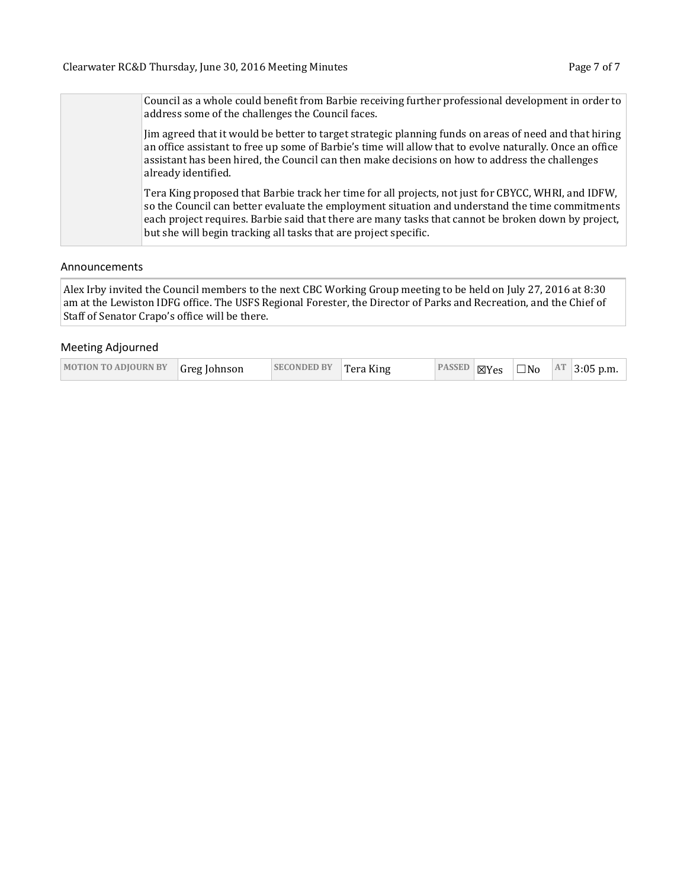| | |
|---|---|
| | Council as a whole could benefit from Barbie receiving further professional development in order to address some of the challenges the Council faces.<br><br>Jim agreed that it would be better to target strategic planning funds on areas of need and that hiring an office assistant to free up some of Barbie's time will allow that to evolve naturally. Once an office assistant has been hired, the Council can then make decisions on how to address the challenges already identified.<br><br>Tera King proposed that Barbie track her time for all projects, not just for CBYCC, WHRI, and IDFW, so the Council can better evaluate the employment situation and understand the time commitments each project requires. Barbie said that there are many tasks that cannot be broken down by project, but she will begin tracking all tasks that are project specific. |

## Announcements

Alex Irby invited the Council members to the next CBC Working Group meeting to be held on July 27, 2016 at 8:30 am at the Lewiston IDFG office. The USFS Regional Forester, the Director of Parks and Recreation, and the Chief of Staff of Senator Crapo's office will be there.

## Meeting Adjourned

| | | | | | | | | |
|---|---|---|---|---|---|---|---|---|
| MOTION TO ADJOURN BY | Greg Johnson | SECONDED BY | Tera King | PASSED | ☒Yes | ☐No | AT | 3:05 p.m. |